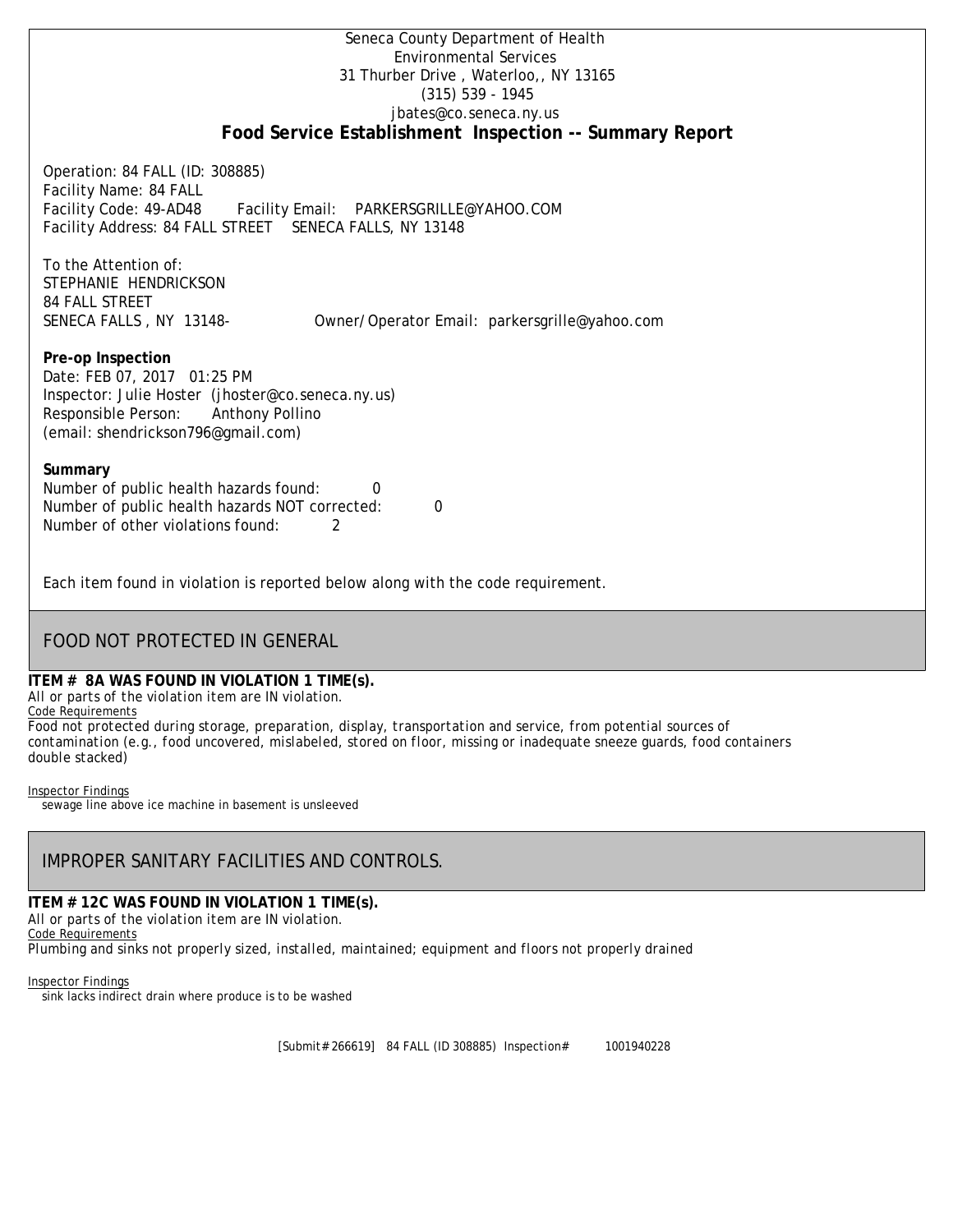Seneca County Department of Health
Environmental Services
31 Thurber Drive , Waterloo,, NY 13165
(315) 539 - 1945
jbates@co.seneca.ny.us

## Food Service Establishment Inspection -- Summary Report

Operation: 84 FALL (ID: 308885)
Facility Name: 84 FALL
Facility Code: 49-AD48 Facility Email: PARKERSGRILLE@YAHOO.COM
Facility Address: 84 FALL STREET SENECA FALLS, NY 13148

To the Attention of:
STEPHANIE HENDRICKSON
84 FALL STREET
SENECA FALLS , NY 13148- Owner/Operator Email: parkersgrille@yahoo.com

**Pre-op Inspection**
Date: FEB 07, 2017 01:25 PM
Inspector: Julie Hoster (jhoster@co.seneca.ny.us)
Responsible Person: Anthony Pollino
(email: shendrickson796@gmail.com)

**Summary**
Number of public health hazards found: 0
Number of public health hazards NOT corrected: 0
Number of other violations found: 2

Each item found in violation is reported below along with the code requirement.

## FOOD NOT PROTECTED IN GENERAL

**ITEM # 8A WAS FOUND IN VIOLATION 1 TIME(s).**
All or parts of the violation item are IN violation.
Code Requirements
*Food not protected during storage, preparation, display, transportation and service, from potential sources of contamination (e.g., food uncovered, mislabeled, stored on floor, missing or inadequate sneeze guards, food containers double stacked)*

Inspector Findings
sewage line above ice machine in basement is unsleeved

## IMPROPER SANITARY FACILITIES AND CONTROLS.

**ITEM # 12C WAS FOUND IN VIOLATION 1 TIME(s).**
All or parts of the violation item are IN violation.
Code Requirements
*Plumbing and sinks not properly sized, installed, maintained; equipment and floors not properly drained*

Inspector Findings
sink lacks indirect drain where produce is to be washed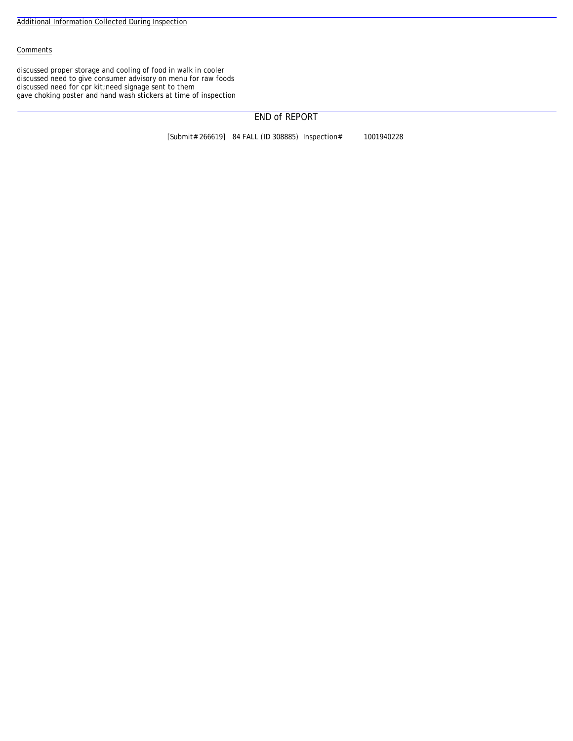Additional Information Collected During Inspection

Comments

discussed proper storage and cooling of food in walk in cooler
discussed need to give consumer advisory on menu for raw foods
discussed need for cpr kit;need signage sent to them
gave choking poster and hand wash stickers at time of inspection

END of REPORT

[Submit# 266619] 84 FALL (ID 308885) Inspection# 1001940228